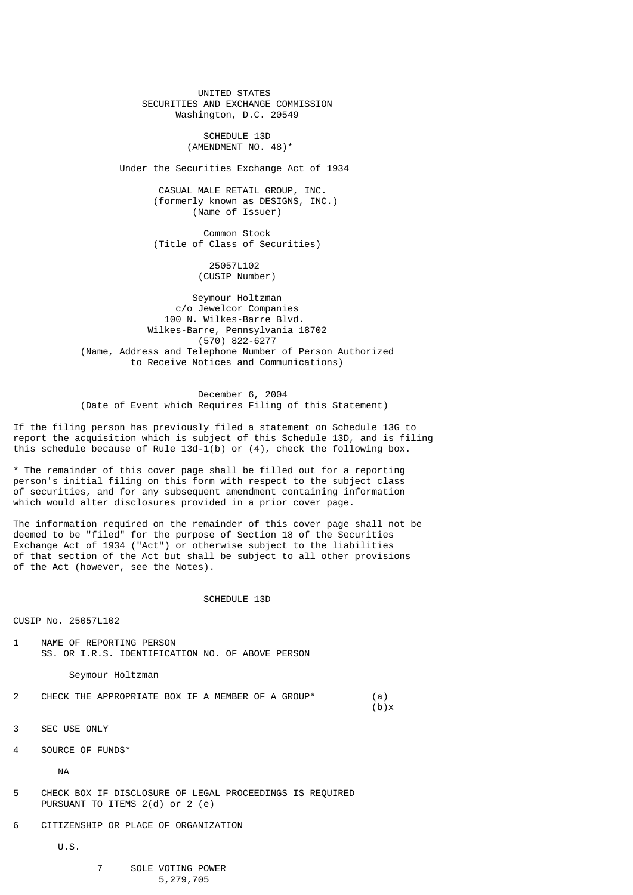UNITED STATES
SECURITIES AND EXCHANGE COMMISSION
Washington, D.C. 20549

# SCHEDULE 13D
(AMENDMENT NO. 48)*

Under the Securities Exchange Act of 1934

CASUAL MALE RETAIL GROUP, INC.
(formerly known as DESIGNS, INC.)
(Name of Issuer)

Common Stock
(Title of Class of Securities)

25057L102
(CUSIP Number)

Seymour Holtzman
c/o Jewelcor Companies
100 N. Wilkes-Barre Blvd.
Wilkes-Barre, Pennsylvania 18702
(570) 822-6277
(Name, Address and Telephone Number of Person Authorized to Receive Notices and Communications)

December 6, 2004
(Date of Event which Requires Filing of this Statement)

If the filing person has previously filed a statement on Schedule 13G to report the acquisition which is subject of this Schedule 13D, and is filing this schedule because of Rule 13d-1(b) or (4), check the following box.

* The remainder of this cover page shall be filled out for a reporting person's initial filing on this form with respect to the subject class of securities, and for any subsequent amendment containing information which would alter disclosures provided in a prior cover page.

The information required on the remainder of this cover page shall not be deemed to be "filed" for the purpose of Section 18 of the Securities Exchange Act of 1934 ("Act") or otherwise subject to the liabilities of that section of the Act but shall be subject to all other provisions of the Act (however, see the Notes).

## SCHEDULE 13D

CUSIP No. 25057L102

1 NAME OF REPORTING PERSON
SS. OR I.R.S. IDENTIFICATION NO. OF ABOVE PERSON

Seymour Holtzman

2 CHECK THE APPROPRIATE BOX IF A MEMBER OF A GROUP* (a)
(b)x

3 SEC USE ONLY

4 SOURCE OF FUNDS*

NA

5 CHECK BOX IF DISCLOSURE OF LEGAL PROCEEDINGS IS REQUIRED PURSUANT TO ITEMS 2(d) or 2 (e)

6 CITIZENSHIP OR PLACE OF ORGANIZATION

U.S.

7 SOLE VOTING POWER
5,279,705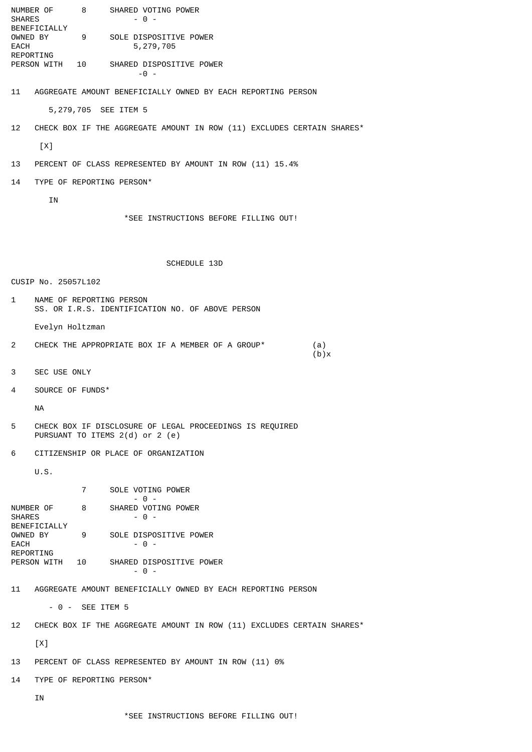| | | |
|---|---|---|
| NUMBER OF SHARES BENEFICIALLY OWNED BY EACH REPORTING PERSON WITH | 8 | SHARED VOTING POWER<br>- 0 - |
| | 9 | SOLE DISPOSITIVE POWER<br>5,279,705 |
| | 10 | SHARED DISPOSITIVE POWER<br>-0 - |

11 AGGREGATE AMOUNT BENEFICIALLY OWNED BY EACH REPORTING PERSON

5,279,705 SEE ITEM 5

12 CHECK BOX IF THE AGGREGATE AMOUNT IN ROW (11) EXCLUDES CERTAIN SHARES*

[X]

13 PERCENT OF CLASS REPRESENTED BY AMOUNT IN ROW (11) 15.4%

14 TYPE OF REPORTING PERSON*

IN

*SEE INSTRUCTIONS BEFORE FILLING OUT!

SCHEDULE 13D

CUSIP No. 25057L102

1 NAME OF REPORTING PERSON
SS. OR I.R.S. IDENTIFICATION NO. OF ABOVE PERSON

Evelyn Holtzman

2 CHECK THE APPROPRIATE BOX IF A MEMBER OF A GROUP* (a)
(b)x

3 SEC USE ONLY

4 SOURCE OF FUNDS*

NA

5 CHECK BOX IF DISCLOSURE OF LEGAL PROCEEDINGS IS REQUIRED PURSUANT TO ITEMS 2(d) or 2 (e)

6 CITIZENSHIP OR PLACE OF ORGANIZATION

U.S.

| | | |
|---|---|---|
| | 7 | SOLE VOTING POWER<br>- 0 - |
| NUMBER OF SHARES BENEFICIALLY OWNED BY EACH REPORTING PERSON WITH | 8 | SHARED VOTING POWER<br>- 0 - |
| | 9 | SOLE DISPOSITIVE POWER<br>- 0 - |
| | 10 | SHARED DISPOSITIVE POWER<br>- 0 - |

11 AGGREGATE AMOUNT BENEFICIALLY OWNED BY EACH REPORTING PERSON

- 0 - SEE ITEM 5

12 CHECK BOX IF THE AGGREGATE AMOUNT IN ROW (11) EXCLUDES CERTAIN SHARES*

[X]

13 PERCENT OF CLASS REPRESENTED BY AMOUNT IN ROW (11) 0%

14 TYPE OF REPORTING PERSON*

IN

*SEE INSTRUCTIONS BEFORE FILLING OUT!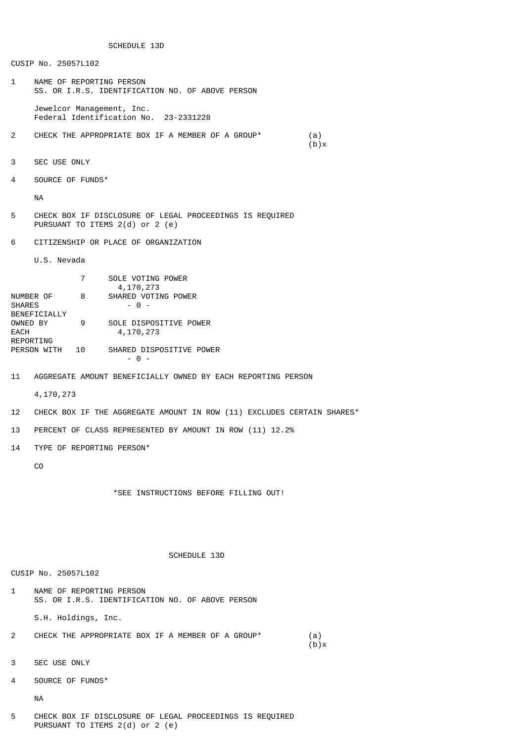SCHEDULE 13D

CUSIP No. 25057L102

1 NAME OF REPORTING PERSON
SS. OR I.R.S. IDENTIFICATION NO. OF ABOVE PERSON

Jewelcor Management, Inc.
Federal Identification No. 23-2331228

2 CHECK THE APPROPRIATE BOX IF A MEMBER OF A GROUP* (a)
(b)x

3 SEC USE ONLY

4 SOURCE OF FUNDS*

NA

5 CHECK BOX IF DISCLOSURE OF LEGAL PROCEEDINGS IS REQUIRED PURSUANT TO ITEMS 2(d) or 2 (e)

6 CITIZENSHIP OR PLACE OF ORGANIZATION

U.S. Nevada

| NUMBER OF SHARES BENEFICIALLY OWNED BY EACH REPORTING PERSON WITH | | |
|---|---|---|
| | 7 | SOLE VOTING POWER 4,170,273 |
| | 8 | SHARED VOTING POWER - 0 - |
| | 9 | SOLE DISPOSITIVE POWER 4,170,273 |
| | 10 | SHARED DISPOSITIVE POWER - 0 - |

11 AGGREGATE AMOUNT BENEFICIALLY OWNED BY EACH REPORTING PERSON

4,170,273

12 CHECK BOX IF THE AGGREGATE AMOUNT IN ROW (11) EXCLUDES CERTAIN SHARES*

13 PERCENT OF CLASS REPRESENTED BY AMOUNT IN ROW (11) 12.2%

14 TYPE OF REPORTING PERSON*

CO

*SEE INSTRUCTIONS BEFORE FILLING OUT!

SCHEDULE 13D

CUSIP No. 25057L102

1 NAME OF REPORTING PERSON
SS. OR I.R.S. IDENTIFICATION NO. OF ABOVE PERSON

S.H. Holdings, Inc.

2 CHECK THE APPROPRIATE BOX IF A MEMBER OF A GROUP* (a)
(b)x

3 SEC USE ONLY

4 SOURCE OF FUNDS*

NA

5 CHECK BOX IF DISCLOSURE OF LEGAL PROCEEDINGS IS REQUIRED PURSUANT TO ITEMS 2(d) or 2 (e)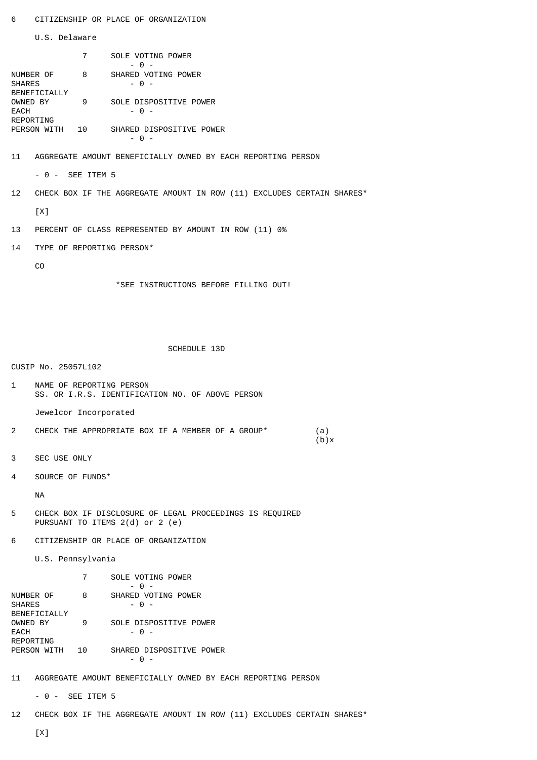6 CITIZENSHIP OR PLACE OF ORGANIZATION

U.S. Delaware

| NUMBER OF SHARES BENEFICIALLY OWNED BY EACH REPORTING PERSON WITH | | |
|---|---|---|
| | 7 | SOLE VOTING POWER<br>- 0 - |
| | 8 | SHARED VOTING POWER<br>- 0 - |
| | 9 | SOLE DISPOSITIVE POWER<br>- 0 - |
| | 10 | SHARED DISPOSITIVE POWER<br>- 0 - |

11 AGGREGATE AMOUNT BENEFICIALLY OWNED BY EACH REPORTING PERSON

- 0 - SEE ITEM 5

12 CHECK BOX IF THE AGGREGATE AMOUNT IN ROW (11) EXCLUDES CERTAIN SHARES*

[X]

13 PERCENT OF CLASS REPRESENTED BY AMOUNT IN ROW (11) 0%

14 TYPE OF REPORTING PERSON*

CO

*SEE INSTRUCTIONS BEFORE FILLING OUT!

SCHEDULE 13D

CUSIP No. 25057L102

1 NAME OF REPORTING PERSON
SS. OR I.R.S. IDENTIFICATION NO. OF ABOVE PERSON

Jewelcor Incorporated

2 CHECK THE APPROPRIATE BOX IF A MEMBER OF A GROUP* (a)
(b)x

3 SEC USE ONLY

4 SOURCE OF FUNDS*

NA

5 CHECK BOX IF DISCLOSURE OF LEGAL PROCEEDINGS IS REQUIRED
PURSUANT TO ITEMS 2(d) or 2 (e)

6 CITIZENSHIP OR PLACE OF ORGANIZATION

U.S. Pennsylvania

| NUMBER OF SHARES BENEFICIALLY OWNED BY EACH REPORTING PERSON WITH | | |
|---|---|---|
| | 7 | SOLE VOTING POWER<br>- 0 - |
| | 8 | SHARED VOTING POWER<br>- 0 - |
| | 9 | SOLE DISPOSITIVE POWER<br>- 0 - |
| | 10 | SHARED DISPOSITIVE POWER<br>- 0 - |

11 AGGREGATE AMOUNT BENEFICIALLY OWNED BY EACH REPORTING PERSON

- 0 - SEE ITEM 5

12 CHECK BOX IF THE AGGREGATE AMOUNT IN ROW (11) EXCLUDES CERTAIN SHARES*

[X]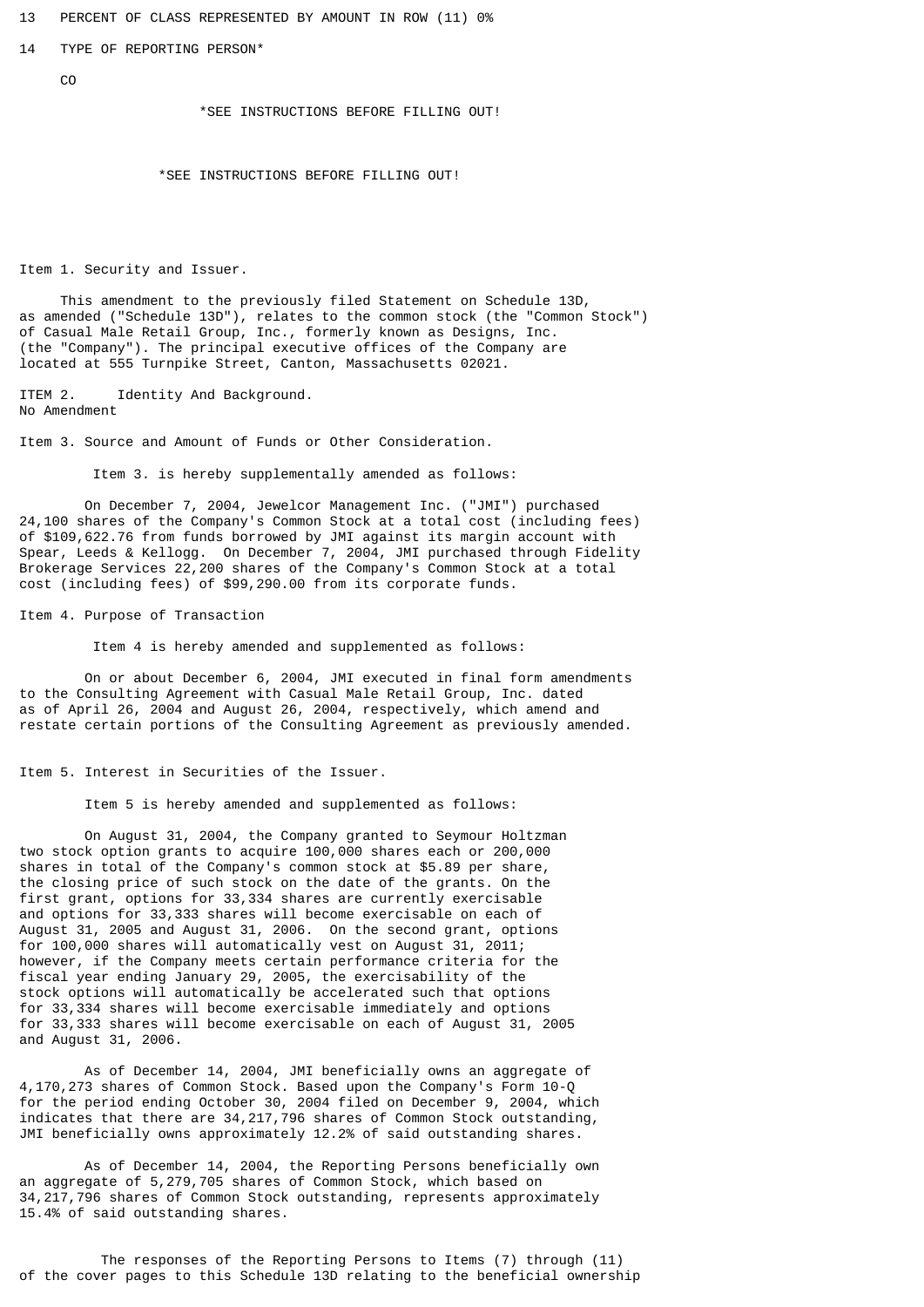13 PERCENT OF CLASS REPRESENTED BY AMOUNT IN ROW (11) 0%

14 TYPE OF REPORTING PERSON*

CO

*SEE INSTRUCTIONS BEFORE FILLING OUT!

*SEE INSTRUCTIONS BEFORE FILLING OUT!

Item 1. Security and Issuer.

This amendment to the previously filed Statement on Schedule 13D, as amended ("Schedule 13D"), relates to the common stock (the "Common Stock") of Casual Male Retail Group, Inc., formerly known as Designs, Inc. (the "Company"). The principal executive offices of the Company are located at 555 Turnpike Street, Canton, Massachusetts 02021.

ITEM 2. Identity And Background.
No Amendment

Item 3. Source and Amount of Funds or Other Consideration.

Item 3. is hereby supplementally amended as follows:

On December 7, 2004, Jewelcor Management Inc. ("JMI") purchased 24,100 shares of the Company's Common Stock at a total cost (including fees) of $109,622.76 from funds borrowed by JMI against its margin account with Spear, Leeds & Kellogg. On December 7, 2004, JMI purchased through Fidelity Brokerage Services 22,200 shares of the Company's Common Stock at a total cost (including fees) of $99,290.00 from its corporate funds.

Item 4. Purpose of Transaction

Item 4 is hereby amended and supplemented as follows:

On or about December 6, 2004, JMI executed in final form amendments to the Consulting Agreement with Casual Male Retail Group, Inc. dated as of April 26, 2004 and August 26, 2004, respectively, which amend and restate certain portions of the Consulting Agreement as previously amended.

Item 5. Interest in Securities of the Issuer.

Item 5 is hereby amended and supplemented as follows:

On August 31, 2004, the Company granted to Seymour Holtzman two stock option grants to acquire 100,000 shares each or 200,000 shares in total of the Company's common stock at $5.89 per share, the closing price of such stock on the date of the grants. On the first grant, options for 33,334 shares are currently exercisable and options for 33,333 shares will become exercisable on each of August 31, 2005 and August 31, 2006. On the second grant, options for 100,000 shares will automatically vest on August 31, 2011; however, if the Company meets certain performance criteria for the fiscal year ending January 29, 2005, the exercisability of the stock options will automatically be accelerated such that options for 33,334 shares will become exercisable immediately and options for 33,333 shares will become exercisable on each of August 31, 2005 and August 31, 2006.

As of December 14, 2004, JMI beneficially owns an aggregate of 4,170,273 shares of Common Stock. Based upon the Company's Form 10-Q for the period ending October 30, 2004 filed on December 9, 2004, which indicates that there are 34,217,796 shares of Common Stock outstanding, JMI beneficially owns approximately 12.2% of said outstanding shares.

As of December 14, 2004, the Reporting Persons beneficially own an aggregate of 5,279,705 shares of Common Stock, which based on 34,217,796 shares of Common Stock outstanding, represents approximately 15.4% of said outstanding shares.

The responses of the Reporting Persons to Items (7) through (11) of the cover pages to this Schedule 13D relating to the beneficial ownership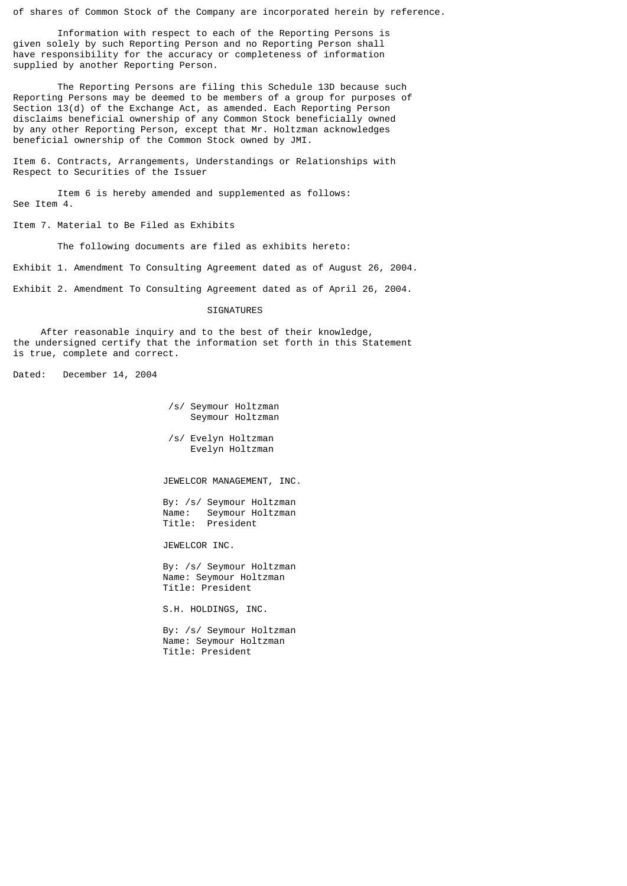of shares of Common Stock of the Company are incorporated herein by reference.

Information with respect to each of the Reporting Persons is given solely by such Reporting Person and no Reporting Person shall have responsibility for the accuracy or completeness of information supplied by another Reporting Person.

The Reporting Persons are filing this Schedule 13D because such Reporting Persons may be deemed to be members of a group for purposes of Section 13(d) of the Exchange Act, as amended. Each Reporting Person disclaims beneficial ownership of any Common Stock beneficially owned by any other Reporting Person, except that Mr. Holtzman acknowledges beneficial ownership of the Common Stock owned by JMI.

Item 6. Contracts, Arrangements, Understandings or Relationships with Respect to Securities of the Issuer

Item 6 is hereby amended and supplemented as follows: See Item 4.

Item 7. Material to Be Filed as Exhibits

The following documents are filed as exhibits hereto:

Exhibit 1. Amendment To Consulting Agreement dated as of August 26, 2004.

Exhibit 2. Amendment To Consulting Agreement dated as of April 26, 2004.

SIGNATURES

After reasonable inquiry and to the best of their knowledge, the undersigned certify that the information set forth in this Statement is true, complete and correct.

Dated: December 14, 2004

/s/ Seymour Holtzman
Seymour Holtzman

/s/ Evelyn Holtzman
Evelyn Holtzman

JEWELCOR MANAGEMENT, INC.

By: /s/ Seymour Holtzman
Name: Seymour Holtzman
Title: President

JEWELCOR INC.

By: /s/ Seymour Holtzman
Name: Seymour Holtzman
Title: President

S.H. HOLDINGS, INC.

By: /s/ Seymour Holtzman
Name: Seymour Holtzman
Title: President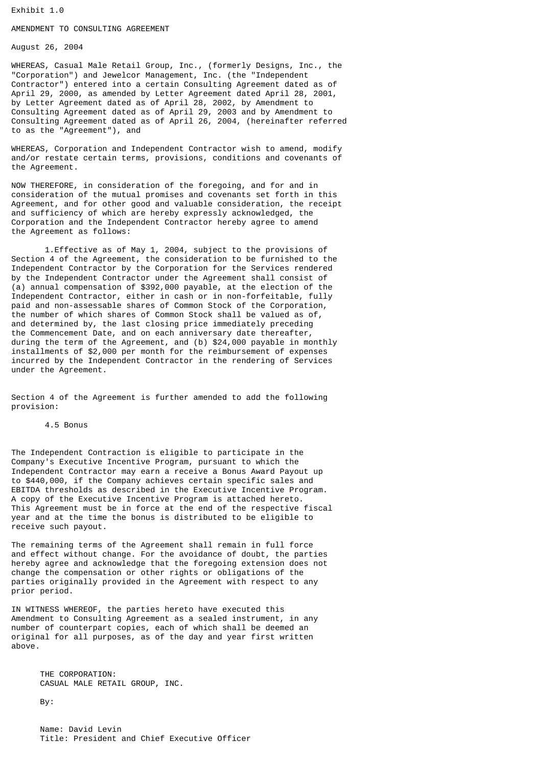Exhibit 1.0

AMENDMENT TO CONSULTING AGREEMENT

August 26, 2004

WHEREAS, Casual Male Retail Group, Inc., (formerly Designs, Inc., the "Corporation") and Jewelcor Management, Inc. (the "Independent Contractor") entered into a certain Consulting Agreement dated as of April 29, 2000, as amended by Letter Agreement dated April 28, 2001, by Letter Agreement dated as of April 28, 2002, by Amendment to Consulting Agreement dated as of April 29, 2003 and by Amendment to Consulting Agreement dated as of April 26, 2004, (hereinafter referred to as the "Agreement"), and

WHEREAS, Corporation and Independent Contractor wish to amend, modify and/or restate certain terms, provisions, conditions and covenants of the Agreement.

NOW THEREFORE, in consideration of the foregoing, and for and in consideration of the mutual promises and covenants set forth in this Agreement, and for other good and valuable consideration, the receipt and sufficiency of which are hereby expressly acknowledged, the Corporation and the Independent Contractor hereby agree to amend the Agreement as follows:

1. Effective as of May 1, 2004, subject to the provisions of Section 4 of the Agreement, the consideration to be furnished to the Independent Contractor by the Corporation for the Services rendered by the Independent Contractor under the Agreement shall consist of (a) annual compensation of $392,000 payable, at the election of the Independent Contractor, either in cash or in non-forfeitable, fully paid and non-assessable shares of Common Stock of the Corporation, the number of which shares of Common Stock shall be valued as of, and determined by, the last closing price immediately preceding the Commencement Date, and on each anniversary date thereafter, during the term of the Agreement, and (b) $24,000 payable in monthly installments of $2,000 per month for the reimbursement of expenses incurred by the Independent Contractor in the rendering of Services under the Agreement.

Section 4 of the Agreement is further amended to add the following provision:

4.5 Bonus

The Independent Contraction is eligible to participate in the Company's Executive Incentive Program, pursuant to which the Independent Contractor may earn a receive a Bonus Award Payout up to $440,000, if the Company achieves certain specific sales and EBITDA thresholds as described in the Executive Incentive Program. A copy of the Executive Incentive Program is attached hereto. This Agreement must be in force at the end of the respective fiscal year and at the time the bonus is distributed to be eligible to receive such payout.

The remaining terms of the Agreement shall remain in full force and effect without change. For the avoidance of doubt, the parties hereby agree and acknowledge that the foregoing extension does not change the compensation or other rights or obligations of the parties originally provided in the Agreement with respect to any prior period.

IN WITNESS WHEREOF, the parties hereto have executed this Amendment to Consulting Agreement as a sealed instrument, in any number of counterpart copies, each of which shall be deemed an original for all purposes, as of the day and year first written above.

THE CORPORATION:
CASUAL MALE RETAIL GROUP, INC.

By:

Name: David Levin
Title: President and Chief Executive Officer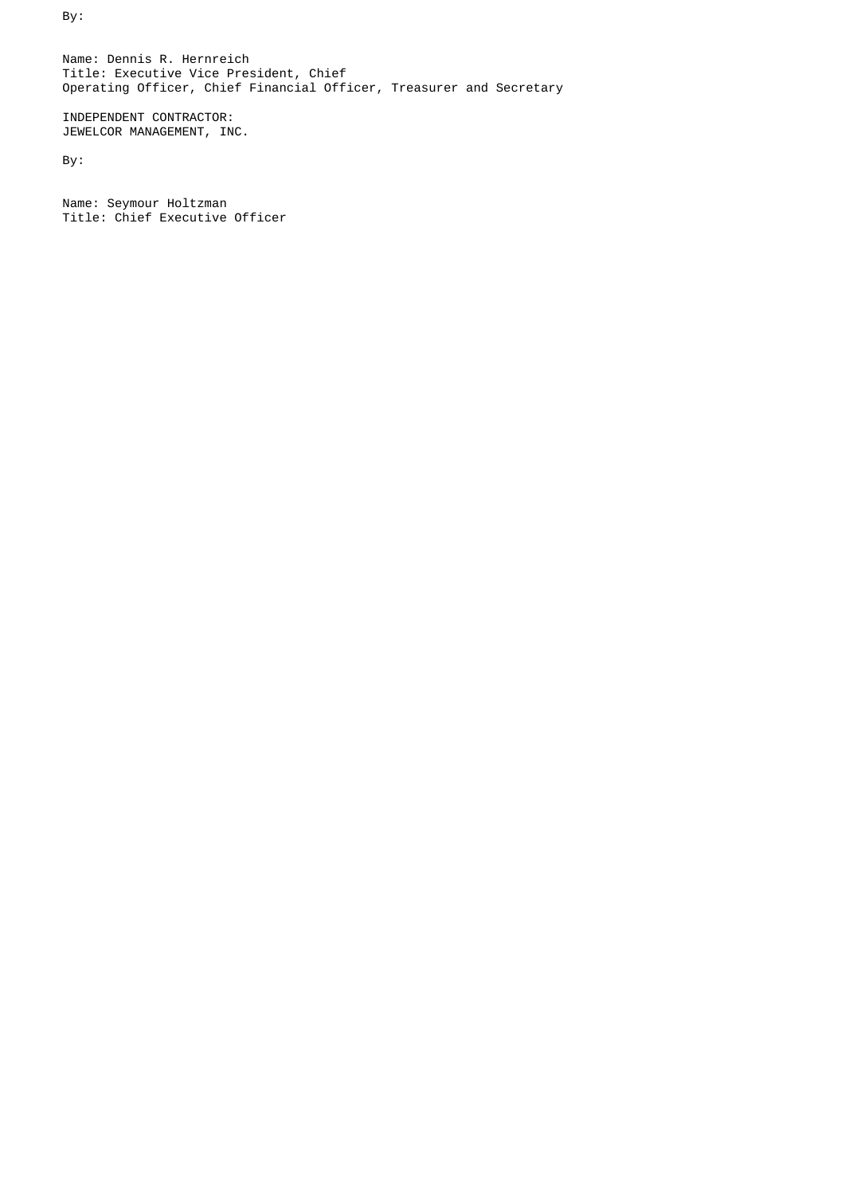By:

Name: Dennis R. Hernreich
Title: Executive Vice President, Chief
Operating Officer, Chief Financial Officer, Treasurer and Secretary

INDEPENDENT CONTRACTOR:
JEWELCOR MANAGEMENT, INC.

By:

Name: Seymour Holtzman
Title: Chief Executive Officer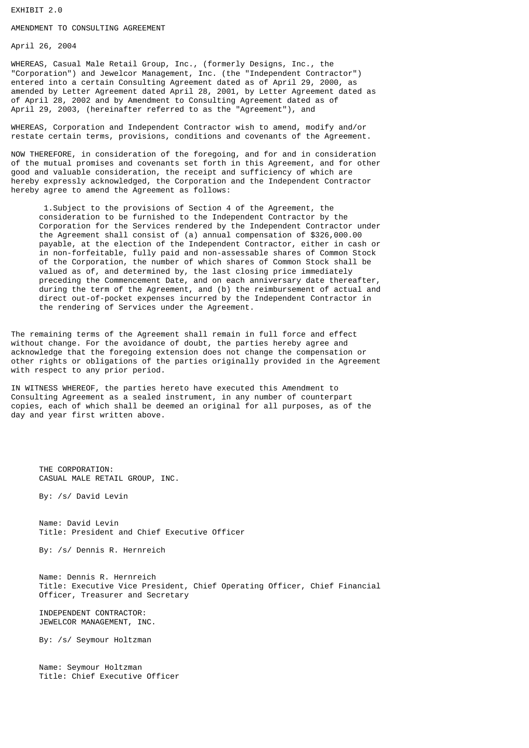EXHIBIT 2.0

AMENDMENT TO CONSULTING AGREEMENT

April 26, 2004

WHEREAS, Casual Male Retail Group, Inc., (formerly Designs, Inc., the "Corporation") and Jewelcor Management, Inc. (the "Independent Contractor") entered into a certain Consulting Agreement dated as of April 29, 2000, as amended by Letter Agreement dated April 28, 2001, by Letter Agreement dated as of April 28, 2002 and by Amendment to Consulting Agreement dated as of April 29, 2003, (hereinafter referred to as the "Agreement"), and

WHEREAS, Corporation and Independent Contractor wish to amend, modify and/or restate certain terms, provisions, conditions and covenants of the Agreement.

NOW THEREFORE, in consideration of the foregoing, and for and in consideration of the mutual promises and covenants set forth in this Agreement, and for other good and valuable consideration, the receipt and sufficiency of which are hereby expressly acknowledged, the Corporation and the Independent Contractor hereby agree to amend the Agreement as follows:

1. Subject to the provisions of Section 4 of the Agreement, the consideration to be furnished to the Independent Contractor by the Corporation for the Services rendered by the Independent Contractor under the Agreement shall consist of (a) annual compensation of $326,000.00 payable, at the election of the Independent Contractor, either in cash or in non-forfeitable, fully paid and non-assessable shares of Common Stock of the Corporation, the number of which shares of Common Stock shall be valued as of, and determined by, the last closing price immediately preceding the Commencement Date, and on each anniversary date thereafter, during the term of the Agreement, and (b) the reimbursement of actual and direct out-of-pocket expenses incurred by the Independent Contractor in the rendering of Services under the Agreement.

The remaining terms of the Agreement shall remain in full force and effect without change. For the avoidance of doubt, the parties hereby agree and acknowledge that the foregoing extension does not change the compensation or other rights or obligations of the parties originally provided in the Agreement with respect to any prior period.

IN WITNESS WHEREOF, the parties hereto have executed this Amendment to Consulting Agreement as a sealed instrument, in any number of counterpart copies, each of which shall be deemed an original for all purposes, as of the day and year first written above.

THE CORPORATION:
CASUAL MALE RETAIL GROUP, INC.

By: /s/ David Levin

Name: David Levin
Title: President and Chief Executive Officer

By: /s/ Dennis R. Hernreich

Name: Dennis R. Hernreich
Title: Executive Vice President, Chief Operating Officer, Chief Financial Officer, Treasurer and Secretary

INDEPENDENT CONTRACTOR:
JEWELCOR MANAGEMENT, INC.

By: /s/ Seymour Holtzman

Name: Seymour Holtzman
Title: Chief Executive Officer